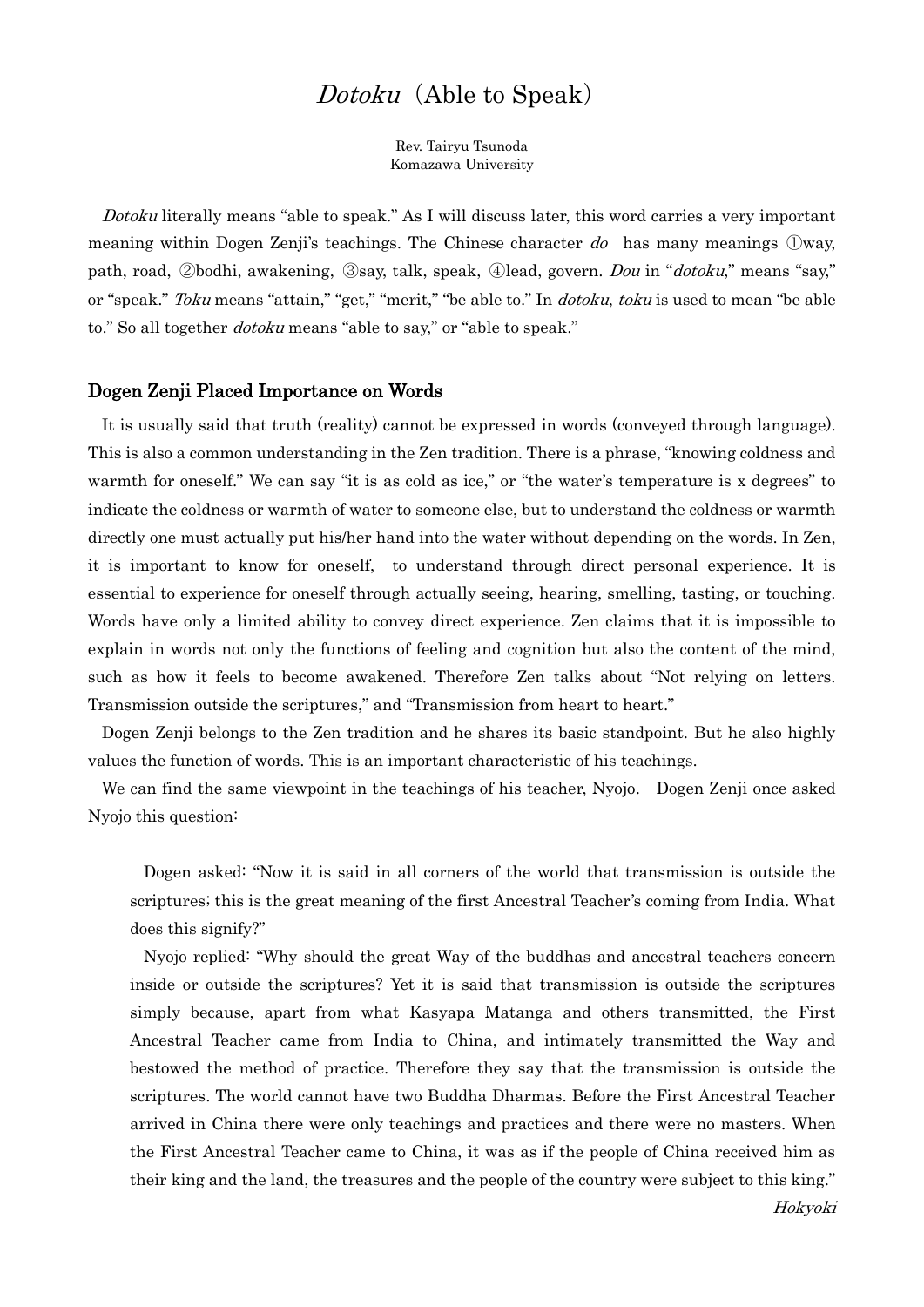# *Dotoku* (Able to Speak)

Rev. Tairyu Tsunoda
Komazawa University

*Dotoku* literally means "able to speak." As I will discuss later, this word carries a very important meaning within Dogen Zenji's teachings. The Chinese character *do* has many meanings ①way, path, road, ②bodhi, awakening, ③say, talk, speak, ④lead, govern. *Dou* in "*dotoku*," means "say," or "speak." *Toku* means "attain," "get," "merit," "be able to." In *dotoku*, *toku* is used to mean "be able to." So all together *dotoku* means "able to say," or "able to speak."

## Dogen Zenji Placed Importance on Words

It is usually said that truth (reality) cannot be expressed in words (conveyed through language). This is also a common understanding in the Zen tradition. There is a phrase, "knowing coldness and warmth for oneself." We can say "it is as cold as ice," or "the water's temperature is x degrees" to indicate the coldness or warmth of water to someone else, but to understand the coldness or warmth directly one must actually put his/her hand into the water without depending on the words. In Zen, it is important to know for oneself, to understand through direct personal experience. It is essential to experience for oneself through actually seeing, hearing, smelling, tasting, or touching. Words have only a limited ability to convey direct experience. Zen claims that it is impossible to explain in words not only the functions of feeling and cognition but also the content of the mind, such as how it feels to become awakened. Therefore Zen talks about "Not relying on letters. Transmission outside the scriptures," and "Transmission from heart to heart."

Dogen Zenji belongs to the Zen tradition and he shares its basic standpoint. But he also highly values the function of words. This is an important characteristic of his teachings.

We can find the same viewpoint in the teachings of his teacher, Nyojo. Dogen Zenji once asked Nyojo this question:

> Dogen asked: "Now it is said in all corners of the world that transmission is outside the scriptures; this is the great meaning of the first Ancestral Teacher's coming from India. What does this signify?"
>
> Nyojo replied: "Why should the great Way of the buddhas and ancestral teachers concern inside or outside the scriptures? Yet it is said that transmission is outside the scriptures simply because, apart from what Kasyapa Matanga and others transmitted, the First Ancestral Teacher came from India to China, and intimately transmitted the Way and bestowed the method of practice. Therefore they say that the transmission is outside the scriptures. The world cannot have two Buddha Dharmas. Before the First Ancestral Teacher arrived in China there were only teachings and practices and there were no masters. When the First Ancestral Teacher came to China, it was as if the people of China received him as their king and the land, the treasures and the people of the country were subject to this king."
>
> *Hokyoki*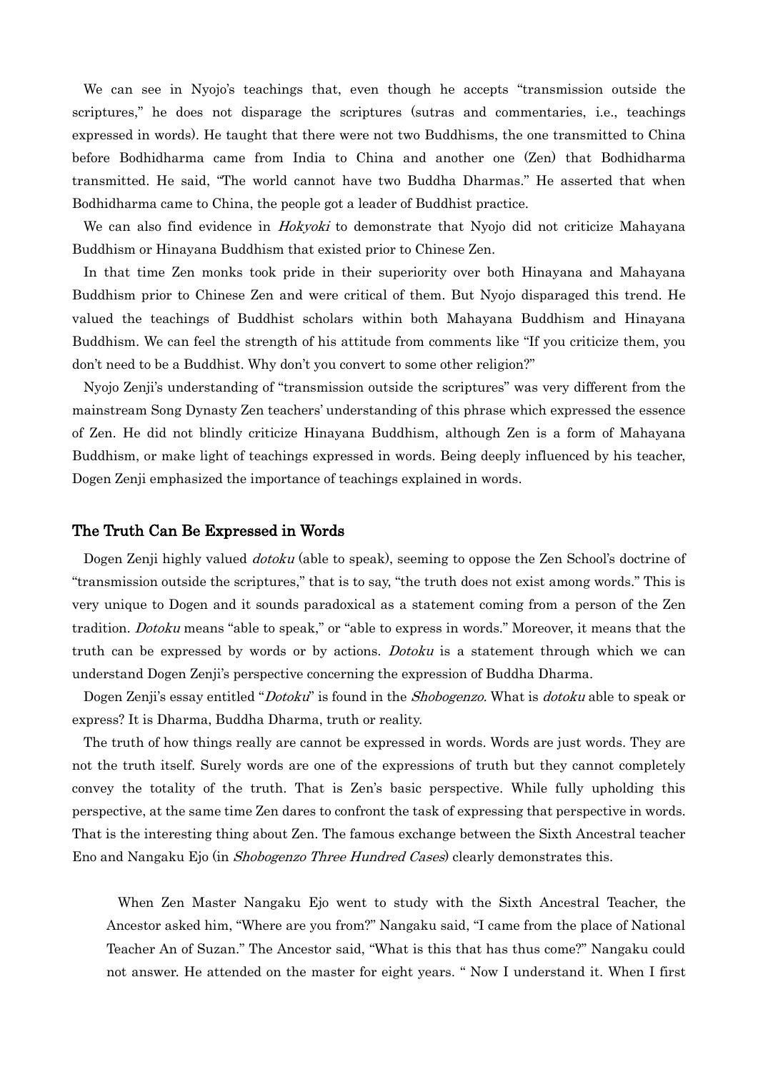We can see in Nyojo's teachings that, even though he accepts "transmission outside the scriptures," he does not disparage the scriptures (sutras and commentaries, i.e., teachings expressed in words). He taught that there were not two Buddhisms, the one transmitted to China before Bodhidharma came from India to China and another one (Zen) that Bodhidharma transmitted. He said, "The world cannot have two Buddha Dharmas." He asserted that when Bodhidharma came to China, the people got a leader of Buddhist practice.

We can also find evidence in *Hokyoki* to demonstrate that Nyojo did not criticize Mahayana Buddhism or Hinayana Buddhism that existed prior to Chinese Zen.

In that time Zen monks took pride in their superiority over both Hinayana and Mahayana Buddhism prior to Chinese Zen and were critical of them. But Nyojo disparaged this trend. He valued the teachings of Buddhist scholars within both Mahayana Buddhism and Hinayana Buddhism. We can feel the strength of his attitude from comments like "If you criticize them, you don't need to be a Buddhist. Why don't you convert to some other religion?"

Nyojo Zenji's understanding of "transmission outside the scriptures" was very different from the mainstream Song Dynasty Zen teachers' understanding of this phrase which expressed the essence of Zen. He did not blindly criticize Hinayana Buddhism, although Zen is a form of Mahayana Buddhism, or make light of teachings expressed in words. Being deeply influenced by his teacher, Dogen Zenji emphasized the importance of teachings explained in words.

## The Truth Can Be Expressed in Words

Dogen Zenji highly valued *dotoku* (able to speak), seeming to oppose the Zen School's doctrine of "transmission outside the scriptures," that is to say, "the truth does not exist among words." This is very unique to Dogen and it sounds paradoxical as a statement coming from a person of the Zen tradition. *Dotoku* means "able to speak," or "able to express in words." Moreover, it means that the truth can be expressed by words or by actions. *Dotoku* is a statement through which we can understand Dogen Zenji's perspective concerning the expression of Buddha Dharma.

Dogen Zenji's essay entitled "*Dotoku*" is found in the *Shobogenzo*. What is *dotoku* able to speak or express? It is Dharma, Buddha Dharma, truth or reality.

The truth of how things really are cannot be expressed in words. Words are just words. They are not the truth itself. Surely words are one of the expressions of truth but they cannot completely convey the totality of the truth. That is Zen's basic perspective. While fully upholding this perspective, at the same time Zen dares to confront the task of expressing that perspective in words. That is the interesting thing about Zen. The famous exchange between the Sixth Ancestral teacher Eno and Nangaku Ejo (in *Shobogenzo Three Hundred Cases*) clearly demonstrates this.

> When Zen Master Nangaku Ejo went to study with the Sixth Ancestral Teacher, the Ancestor asked him, "Where are you from?" Nangaku said, "I came from the place of National Teacher An of Suzan." The Ancestor said, "What is this that has thus come?" Nangaku could not answer. He attended on the master for eight years. " Now I understand it. When I first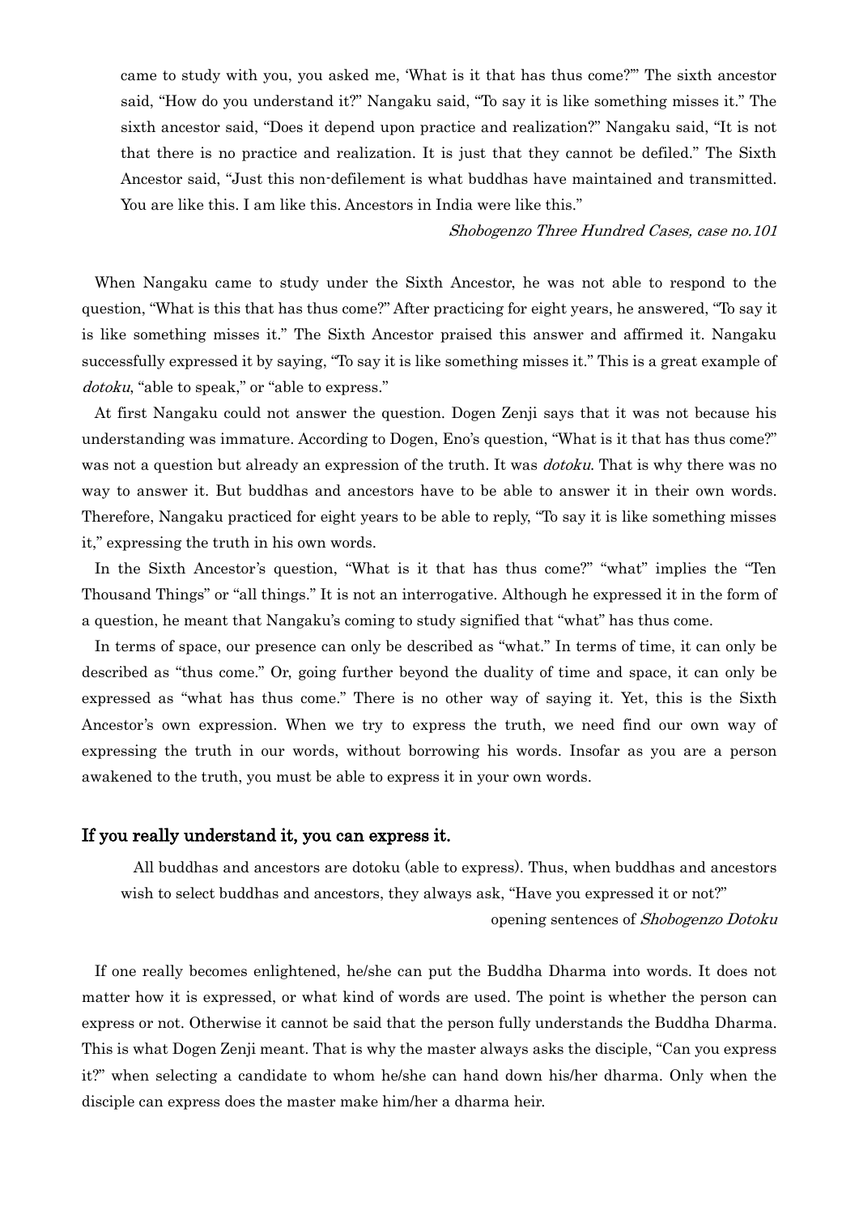came to study with you, you asked me, 'What is it that has thus come?'" The sixth ancestor said, "How do you understand it?" Nangaku said, "To say it is like something misses it." The sixth ancestor said, "Does it depend upon practice and realization?" Nangaku said, "It is not that there is no practice and realization. It is just that they cannot be defiled." The Sixth Ancestor said, "Just this non-defilement is what buddhas have maintained and transmitted. You are like this. I am like this. Ancestors in India were like this."

*Shobogenzo Three Hundred Cases, case no.101*

When Nangaku came to study under the Sixth Ancestor, he was not able to respond to the question, "What is this that has thus come?" After practicing for eight years, he answered, "To say it is like something misses it." The Sixth Ancestor praised this answer and affirmed it. Nangaku successfully expressed it by saying, "To say it is like something misses it." This is a great example of *dotoku*, "able to speak," or "able to express."

At first Nangaku could not answer the question. Dogen Zenji says that it was not because his understanding was immature. According to Dogen, Eno's question, "What is it that has thus come?" was not a question but already an expression of the truth. It was *dotoku*. That is why there was no way to answer it. But buddhas and ancestors have to be able to answer it in their own words. Therefore, Nangaku practiced for eight years to be able to reply, "To say it is like something misses it," expressing the truth in his own words.

In the Sixth Ancestor's question, "What is it that has thus come?" "what" implies the "Ten Thousand Things" or "all things." It is not an interrogative. Although he expressed it in the form of a question, he meant that Nangaku's coming to study signified that "what" has thus come.

In terms of space, our presence can only be described as "what." In terms of time, it can only be described as "thus come." Or, going further beyond the duality of time and space, it can only be expressed as "what has thus come." There is no other way of saying it. Yet, this is the Sixth Ancestor's own expression. When we try to express the truth, we need find our own way of expressing the truth in our words, without borrowing his words. Insofar as you are a person awakened to the truth, you must be able to express it in your own words.

### If you really understand it, you can express it.

All buddhas and ancestors are dotoku (able to express). Thus, when buddhas and ancestors wish to select buddhas and ancestors, they always ask, "Have you expressed it or not?"

opening sentences of *Shobogenzo Dotoku*

If one really becomes enlightened, he/she can put the Buddha Dharma into words. It does not matter how it is expressed, or what kind of words are used. The point is whether the person can express or not. Otherwise it cannot be said that the person fully understands the Buddha Dharma. This is what Dogen Zenji meant. That is why the master always asks the disciple, "Can you express it?" when selecting a candidate to whom he/she can hand down his/her dharma. Only when the disciple can express does the master make him/her a dharma heir.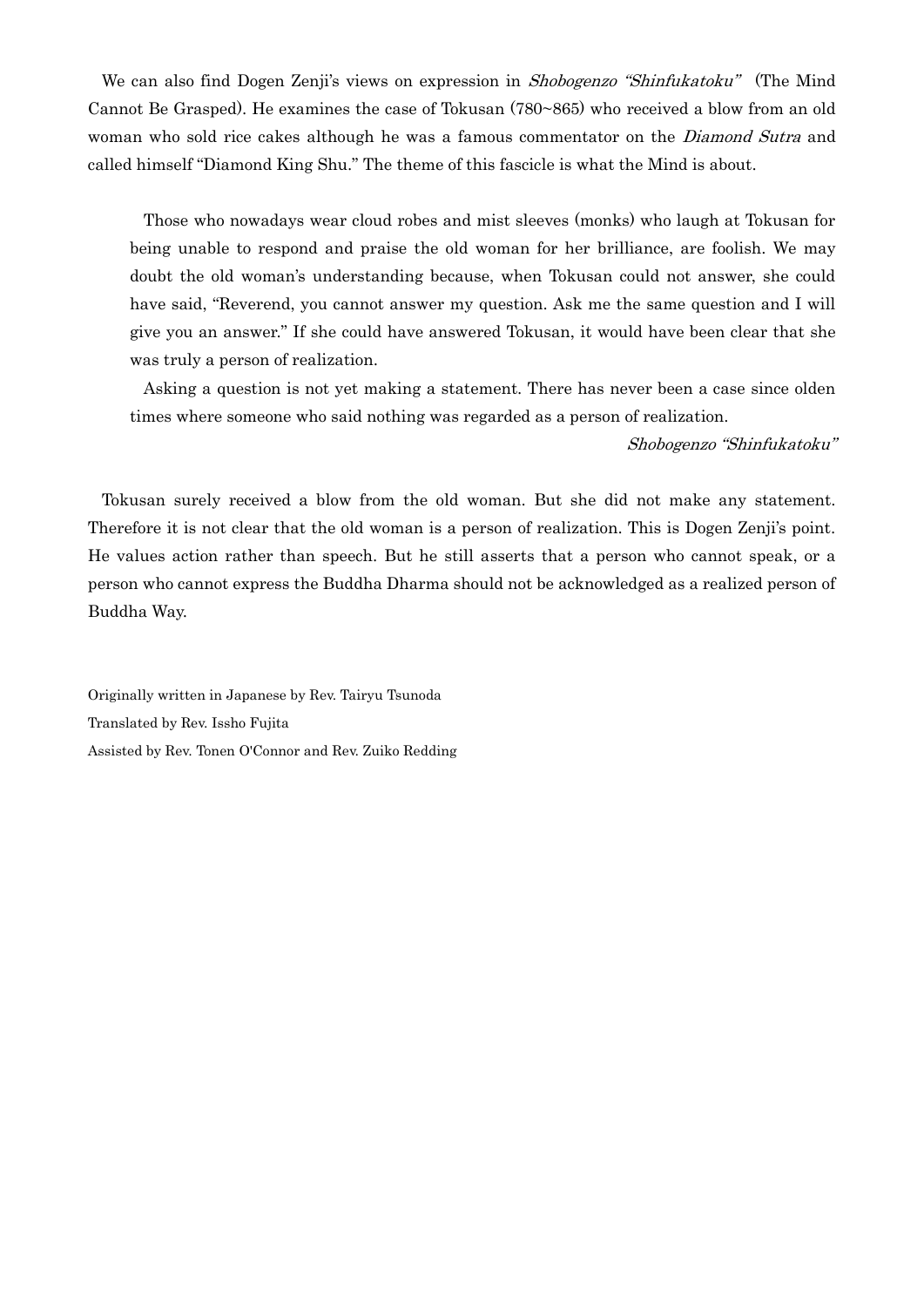We can also find Dogen Zenji's views on expression in *Shobogenzo "Shinfukatoku"* (The Mind Cannot Be Grasped). He examines the case of Tokusan (780~865) who received a blow from an old woman who sold rice cakes although he was a famous commentator on the *Diamond Sutra* and called himself "Diamond King Shu." The theme of this fascicle is what the Mind is about.

> Those who nowadays wear cloud robes and mist sleeves (monks) who laugh at Tokusan for being unable to respond and praise the old woman for her brilliance, are foolish. We may doubt the old woman's understanding because, when Tokusan could not answer, she could have said, "Reverend, you cannot answer my question. Ask me the same question and I will give you an answer." If she could have answered Tokusan, it would have been clear that she was truly a person of realization.
>
> Asking a question is not yet making a statement. There has never been a case since olden times where someone who said nothing was regarded as a person of realization.
>
> *Shobogenzo "Shinfukatoku"*

Tokusan surely received a blow from the old woman. But she did not make any statement. Therefore it is not clear that the old woman is a person of realization. This is Dogen Zenji's point. He values action rather than speech. But he still asserts that a person who cannot speak, or a person who cannot express the Buddha Dharma should not be acknowledged as a realized person of Buddha Way.

Originally written in Japanese by Rev. Tairyu Tsunoda

Translated by Rev. Issho Fujita

Assisted by Rev. Tonen O'Connor and Rev. Zuiko Redding